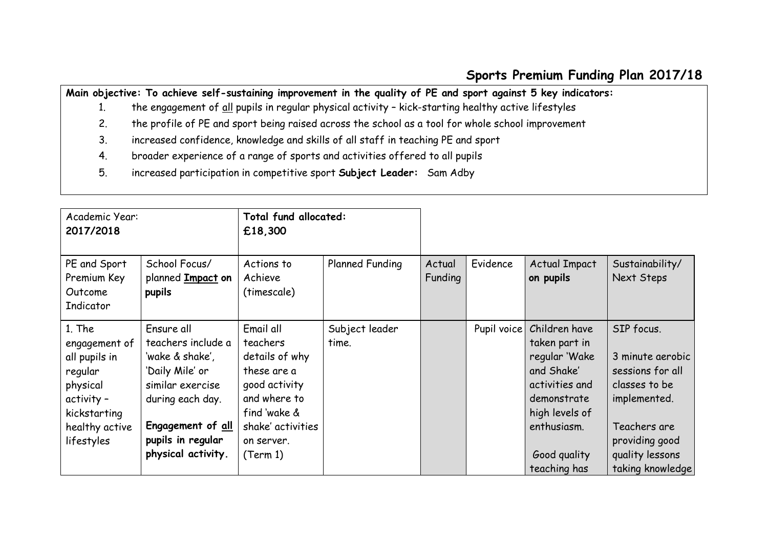## Sports Premium Funding Plan 2017/18

**Main objective: To achieve self-sustaining improvement in the quality of PE and sport against 5 key indicators:**

1. the engagement of all pupils in regular physical activity – kick-starting healthy active lifestyles
2. the profile of PE and sport being raised across the school as a tool for whole school improvement
3. increased confidence, knowledge and skills of all staff in teaching PE and sport
4. broader experience of a range of sports and activities offered to all pupils
5. increased participation in competitive sport **Subject Leader:** Sam Adby

| Academic Year: **2017/2018** | | **Total fund allocated: £18,300** | | | | | |
|---|---|---|---|---|---|---|---|
| PE and Sport Premium Key Outcome Indicator | School Focus/ planned **Impact on pupils** | Actions to Achieve (timescale) | Planned Funding | Actual Funding | Evidence | Actual Impact **on pupils** | Sustainability/ Next Steps |
| 1. The engagement of all pupils in regular physical activity – kickstarting healthy active lifestyles | Ensure all teachers include a 'wake & shake', 'Daily Mile' or similar exercise during each day. **Engagement of all pupils in regular physical activity.** | Email all teachers details of why these are a good activity and where to find 'wake & shake' activities on server. (Term 1) | Subject leader time. | | Pupil voice | Children have taken part in regular 'Wake and Shake' activities and demonstrate high levels of enthusiasm. Good quality teaching has | SIP focus. 3 minute aerobic sessions for all classes to be implemented. Teachers are providing good quality lessons taking knowledge |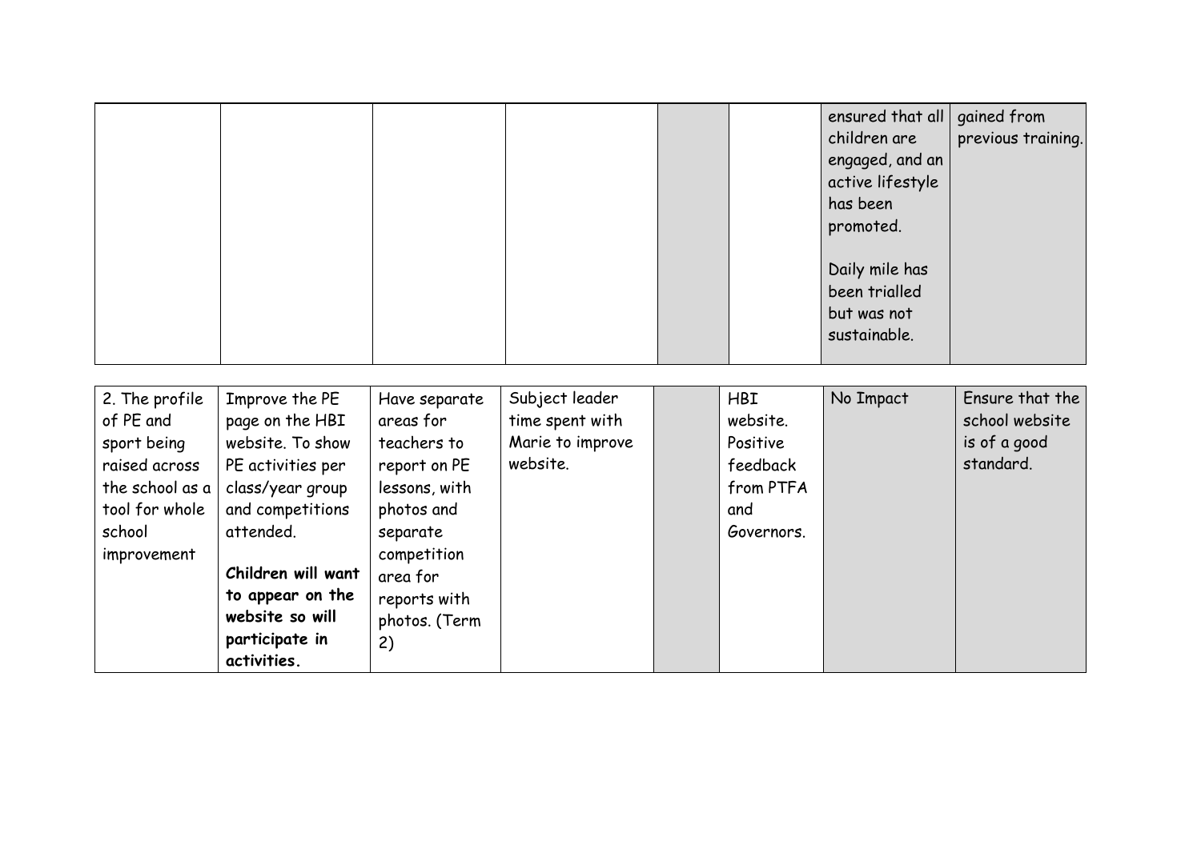| | | | | | | | |
|---|---|---|---|---|---|---|---|
| | | | | | | ensured that all children are engaged, and an active lifestyle has been promoted.<br><br>Daily mile has been trialled but was not sustainable. | gained from previous training. |

| | | | | | | | |
|---|---|---|---|---|---|---|---|
| 2. The profile of PE and sport being raised across the school as a tool for whole school improvement | Improve the PE page on the HBI website. To show PE activities per class/year group and competitions attended.<br><br>**Children will want to appear on the website so will participate in activities.** | Have separate areas for teachers to report on PE lessons, with photos and separate competition area for reports with photos. (Term 2) | Subject leader time spent with Marie to improve website. | | HBI website. Positive feedback from PTFA and Governors. | No Impact | Ensure that the school website is of a good standard. |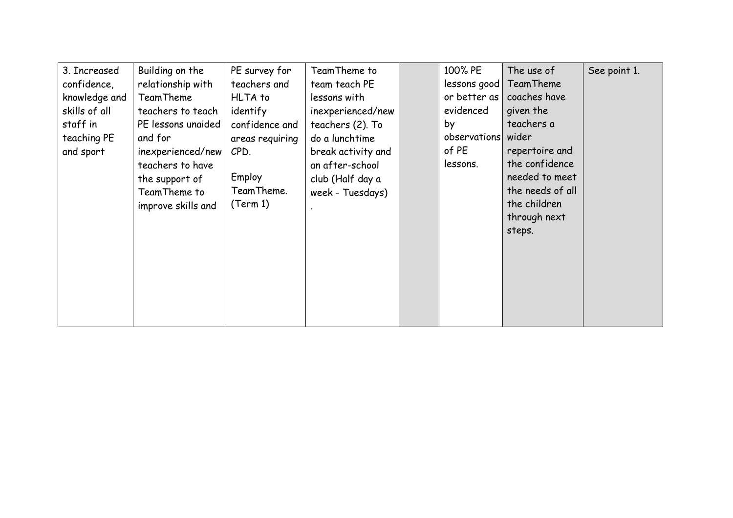| 3. Increased confidence, knowledge and skills of all staff in teaching PE and sport | Building on the relationship with TeamTheme teachers to teach PE lessons unaided and for inexperienced/new teachers to have the support of TeamTheme to improve skills and | PE survey for teachers and HLTA to identify confidence and areas requiring CPD.<br><br>Employ TeamTheme. (Term 1) | TeamTheme to team teach PE lessons with inexperienced/new teachers (2). To do a lunchtime break activity and an after-school club (Half day a week - Tuesdays)<br>. | | 100% PE lessons good or better as evidenced by observations of PE lessons. | The use of TeamTheme coaches have given the teachers a wider repertoire and the confidence needed to meet the needs of all the children through next steps. | See point 1. |
|---|---|---|---|---|---|---|---|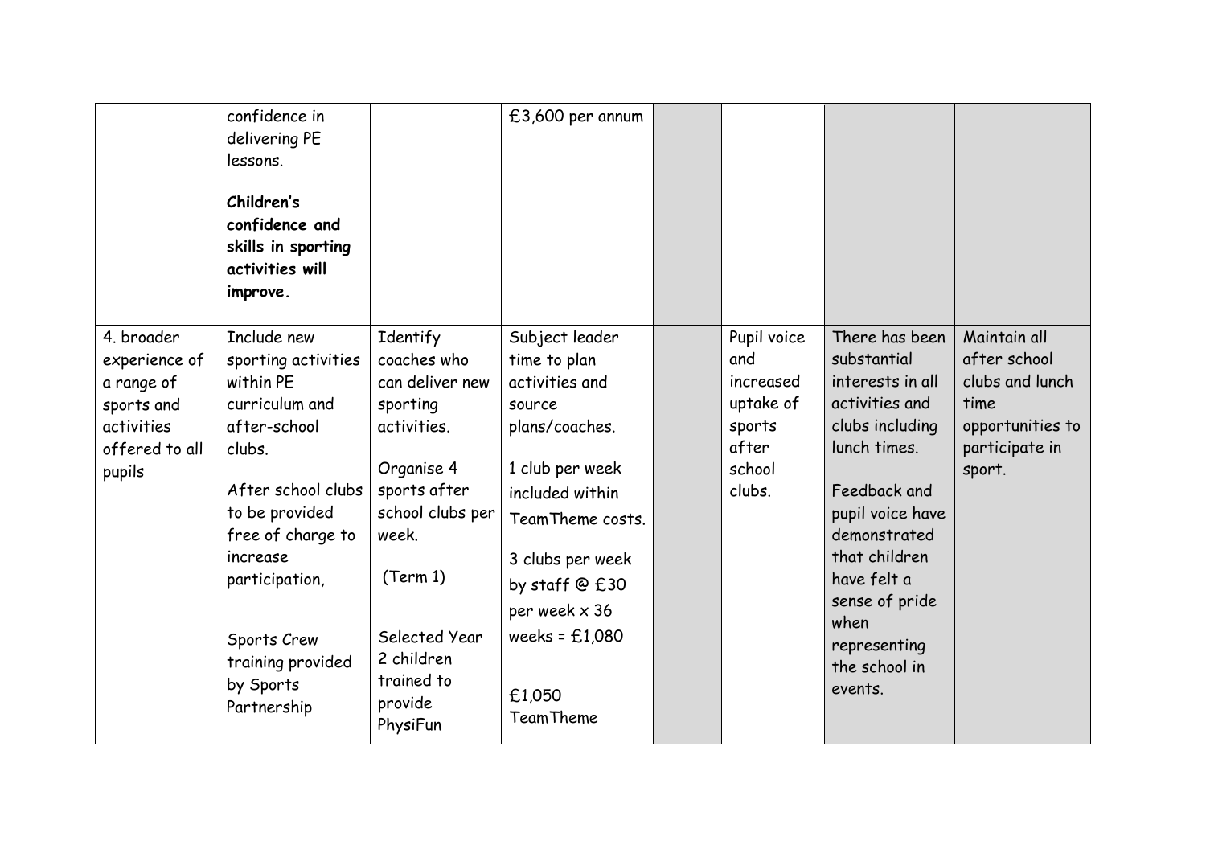| | | | | | | | |
|---|---|---|---|---|---|---|---|
| | confidence in delivering PE lessons.<br><br>**Children's confidence and skills in sporting activities will improve.** | | £3,600 per annum | | | | |
| 4. broader experience of a range of sports and activities offered to all pupils | Include new sporting activities within PE curriculum and after-school clubs.<br><br>After school clubs to be provided free of charge to increase participation,<br><br>Sports Crew training provided by Sports Partnership | Identify coaches who can deliver new sporting activities.<br><br>Organise 4 sports after school clubs per week.<br><br>(Term 1)<br><br>Selected Year 2 children trained to provide PhysiFun | Subject leader time to plan activities and source plans/coaches.<br><br>1 club per week included within TeamTheme costs.<br><br>3 clubs per week by staff @ £30 per week x 36 weeks = £1,080<br><br>£1,050 TeamTheme | | Pupil voice and increased uptake of sports after school clubs. | There has been substantial interests in all activities and clubs including lunch times.<br><br>Feedback and pupil voice have demonstrated that children have felt a sense of pride when representing the school in events. | Maintain all after school clubs and lunch time opportunities to participate in sport. |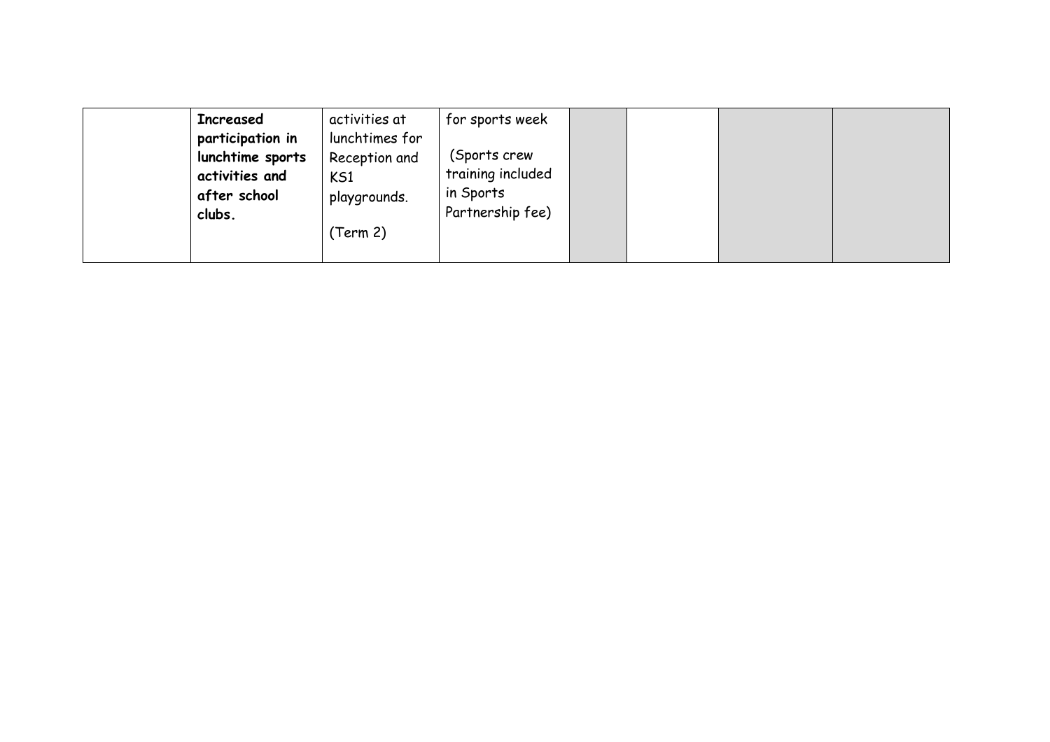| | | | | | | | |
|---|---|---|---|---|---|---|---|
| | **Increased participation in lunchtime sports activities and after school clubs.** | activities at lunchtimes for Reception and KS1 playgrounds.<br><br>(Term 2) | for sports week<br><br>(Sports crew training included in Sports Partnership fee) | | | | |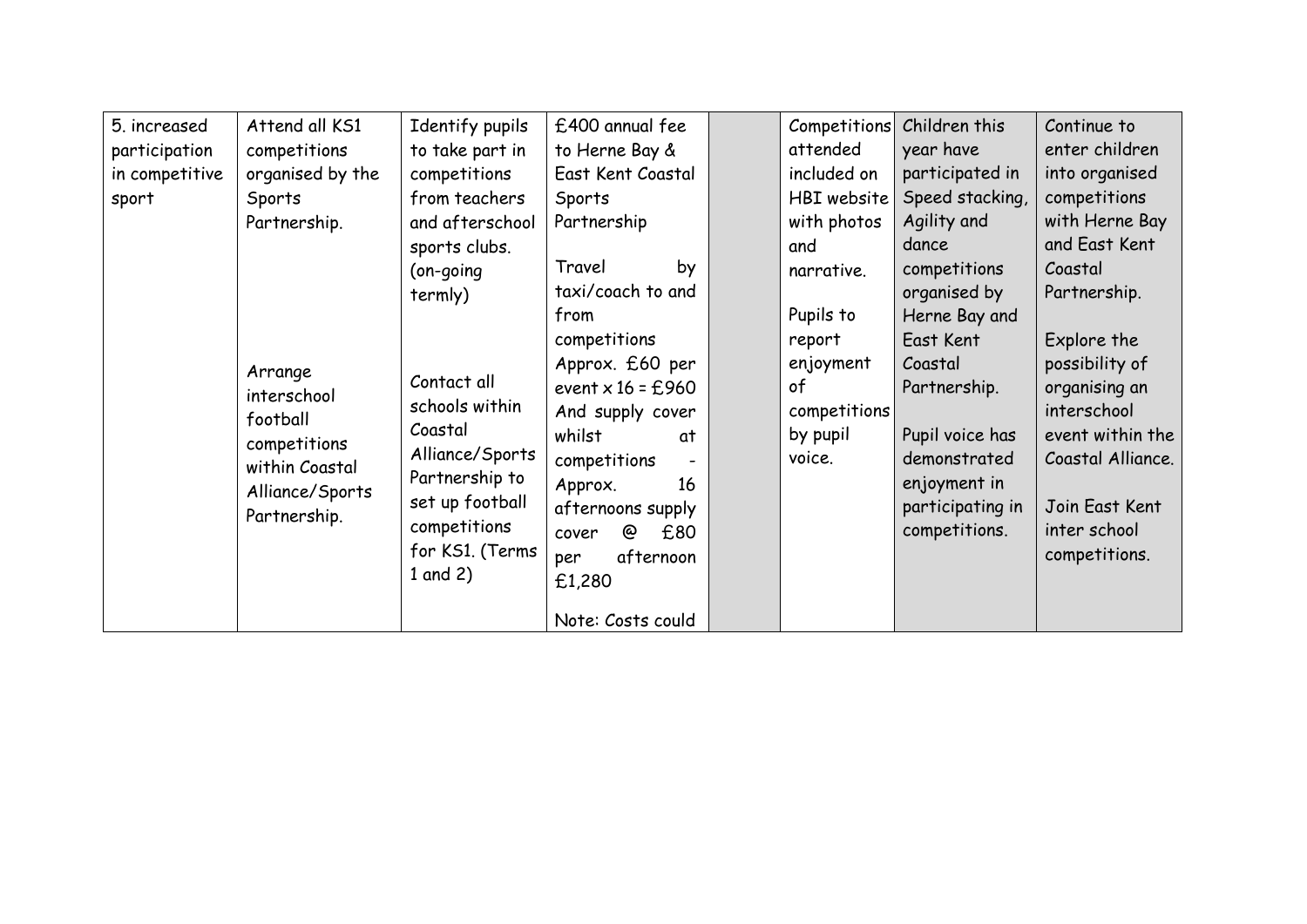| 5. increased participation in competitive sport | Attend all KS1 competitions organised by the Sports Partnership.<br><br>Arrange interschool football competitions within Coastal Alliance/Sports Partnership. | Identify pupils to take part in competitions from teachers and afterschool sports clubs. (on-going termly)<br><br>Contact all schools within Coastal Alliance/Sports Partnership to set up football competitions for KS1. (Terms 1 and 2) | £400 annual fee to Herne Bay & East Kent Coastal Sports Partnership<br><br>Travel by taxi/coach to and from competitions Approx. £60 per event x 16 = £960 And supply cover whilst at competitions - Approx. 16 afternoons supply cover @ £80 per afternoon £1,280<br><br>Note: Costs could | | Competitions attended included on HBI website with photos and narrative.<br><br>Pupils to report enjoyment of competitions by pupil voice. | Children this year have participated in Speed stacking, Agility and dance competitions organised by Herne Bay and East Kent Coastal Partnership.<br><br>Pupil voice has demonstrated enjoyment in participating in competitions. | Continue to enter children into organised competitions with Herne Bay and East Kent Coastal Partnership.<br><br>Explore the possibility of organising an interschool event within the Coastal Alliance.<br><br>Join East Kent inter school competitions. |
|---|---|---|---|---|---|---|---|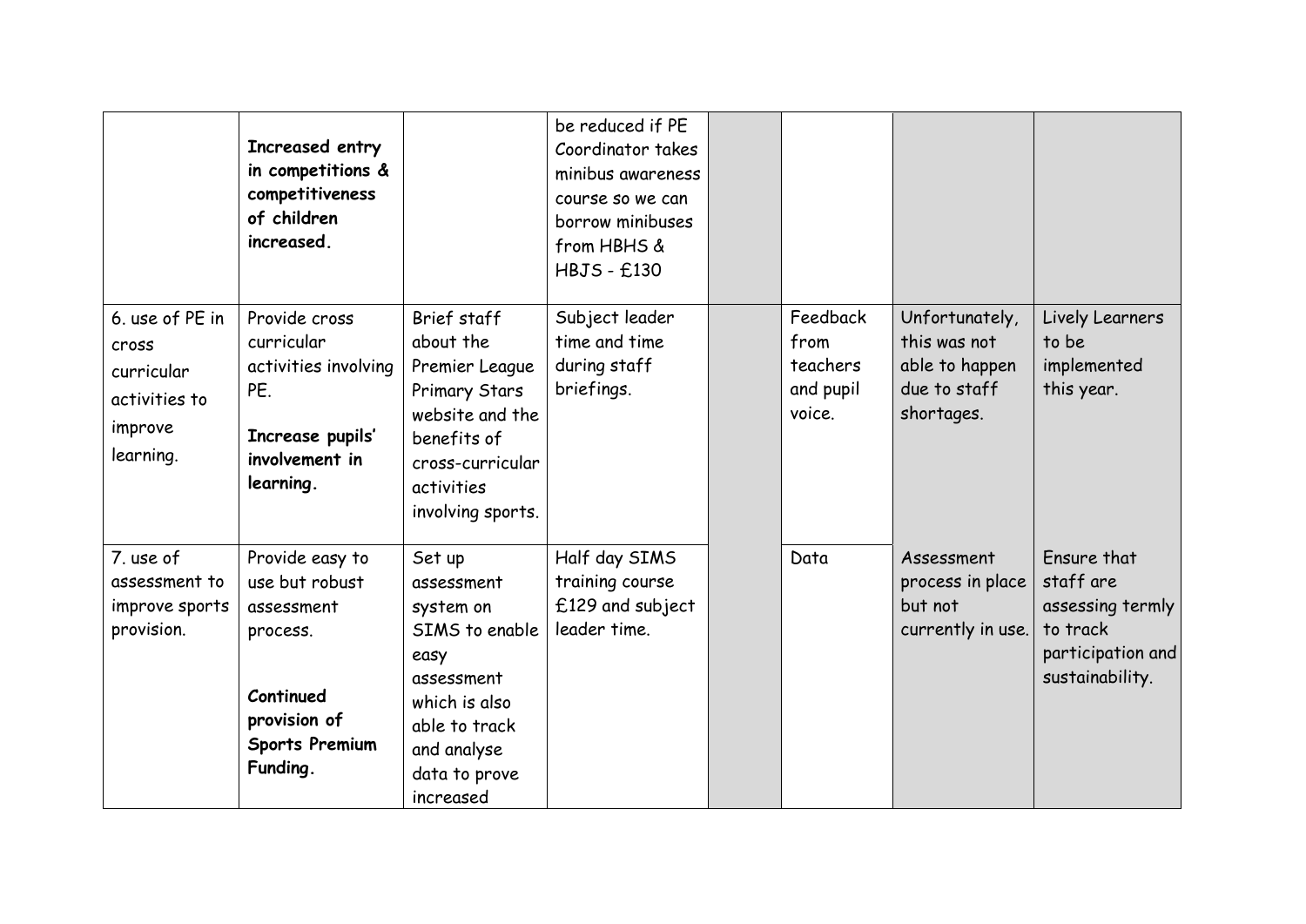| | | | | | | | |
|---|---|---|---|---|---|---|---|
| | **Increased entry in competitions & competitiveness of children increased.** | | be reduced if PE Coordinator takes minibus awareness course so we can borrow minibuses from HBHS & HBJS - £130 | | | | |
| 6. use of PE in cross curricular activities to improve learning. | Provide cross curricular activities involving PE.<br><br>**Increase pupils' involvement in learning.** | Brief staff about the Premier League Primary Stars website and the benefits of cross-curricular activities involving sports. | Subject leader time and time during staff briefings. | | Feedback from teachers and pupil voice. | Unfortunately, this was not able to happen due to staff shortages. | Lively Learners to be implemented this year. |
| 7. use of assessment to improve sports provision. | Provide easy to use but robust assessment process.<br><br>**Continued provision of Sports Premium Funding.** | Set up assessment system on SIMS to enable easy assessment which is also able to track and analyse data to prove increased | Half day SIMS training course £129 and subject leader time. | | Data | Assessment process in place but not currently in use. | Ensure that staff are assessing termly to track participation and sustainability. |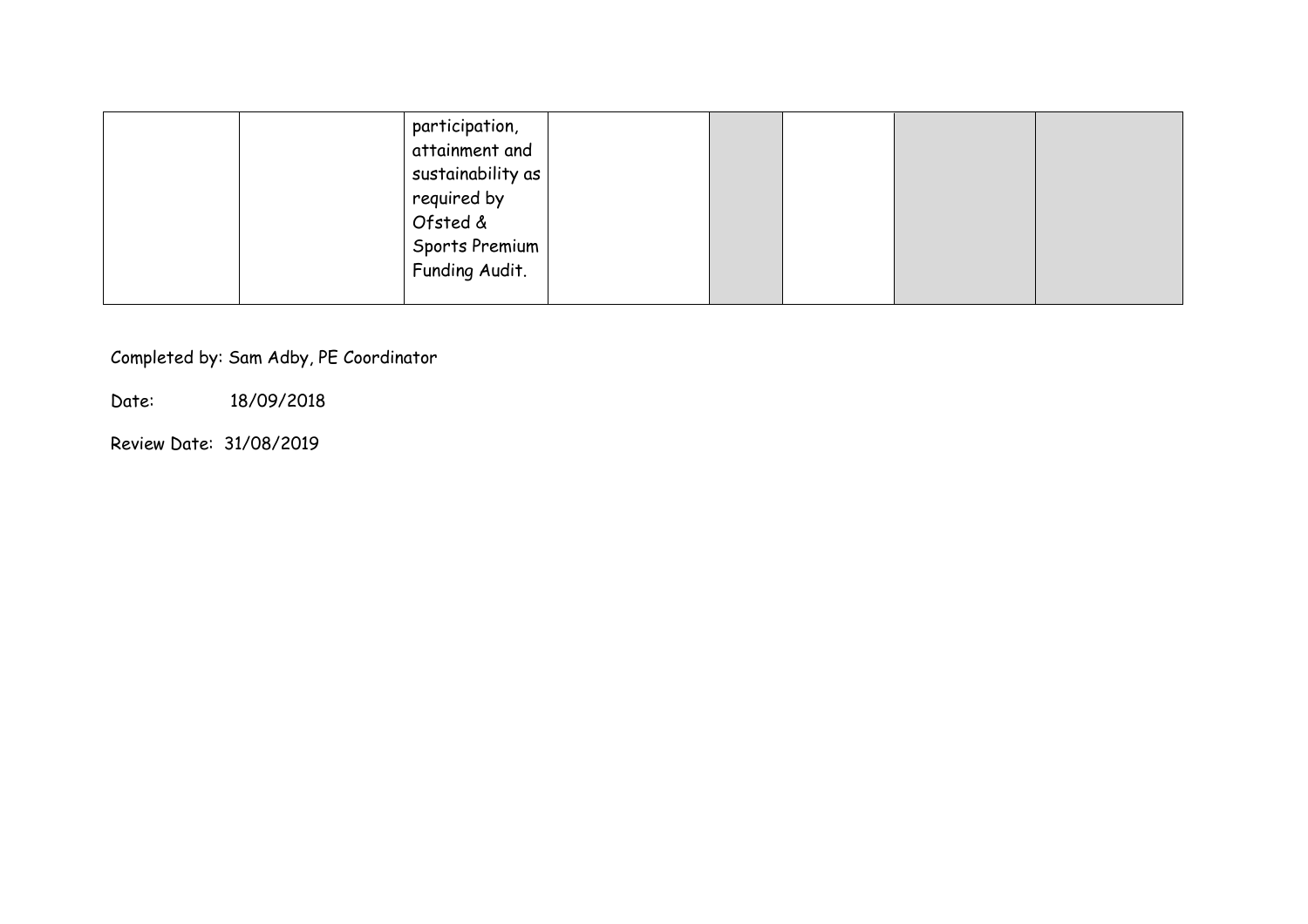| | | | | | | | |
|---|---|---|---|---|---|---|---|
| | | participation, attainment and sustainability as required by Ofsted & Sports Premium Funding Audit. | | | | | |

Completed by: Sam Adby, PE Coordinator

Date: 18/09/2018

Review Date: 31/08/2019